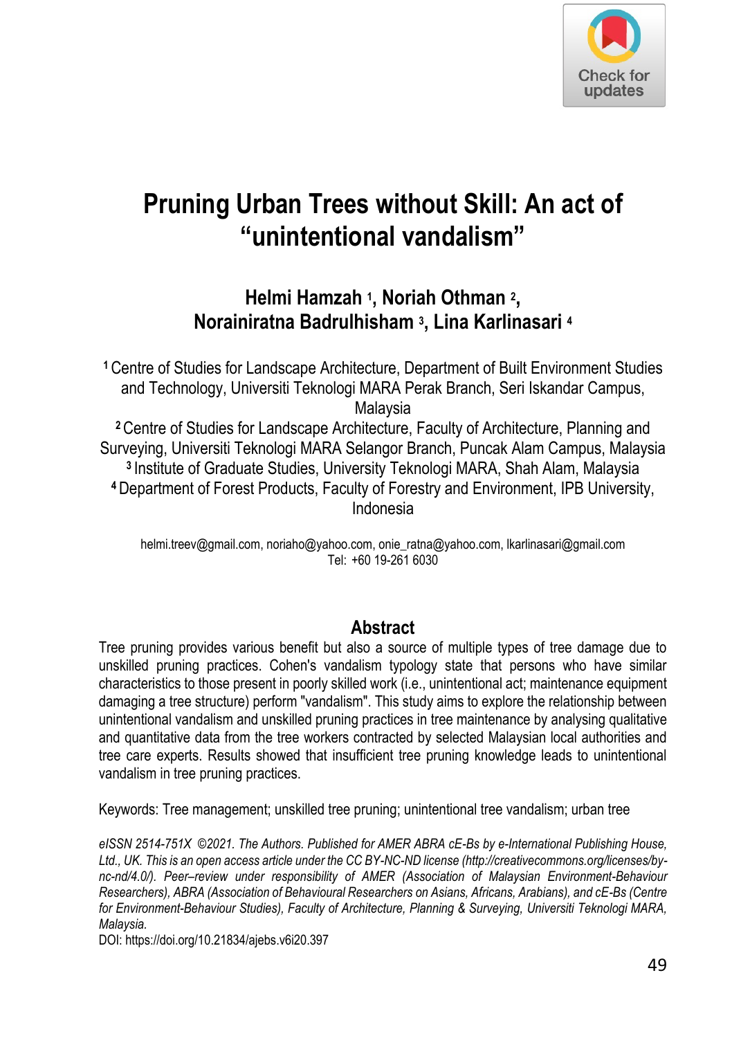# Pruning Urban Trees without Skill: An act of "unintentional vandalism"

**Helmi Hamzah [1], Noriah Othman [2], Norainiratna Badrulhisham [3], Lina Karlinasari [4]**

[1] Centre of Studies for Landscape Architecture, Department of Built Environment Studies and Technology, Universiti Teknologi MARA Perak Branch, Seri Iskandar Campus, Malaysia
[2] Centre of Studies for Landscape Architecture, Faculty of Architecture, Planning and Surveying, Universiti Teknologi MARA Selangor Branch, Puncak Alam Campus, Malaysia
[3] Institute of Graduate Studies, University Teknologi MARA, Shah Alam, Malaysia
[4] Department of Forest Products, Faculty of Forestry and Environment, IPB University, Indonesia

helmi.treev@gmail.com, noriaho@yahoo.com, onie_ratna@yahoo.com, lkarlinasari@gmail.com
Tel: +60 19-261 6030

## Abstract

Tree pruning provides various benefit but also a source of multiple types of tree damage due to unskilled pruning practices. Cohen's vandalism typology state that persons who have similar characteristics to those present in poorly skilled work (i.e., unintentional act; maintenance equipment damaging a tree structure) perform "vandalism". This study aims to explore the relationship between unintentional vandalism and unskilled pruning practices in tree maintenance by analysing qualitative and quantitative data from the tree workers contracted by selected Malaysian local authorities and tree care experts. Results showed that insufficient tree pruning knowledge leads to unintentional vandalism in tree pruning practices.

Keywords: Tree management; unskilled tree pruning; unintentional tree vandalism; urban tree

*eISSN 2514-751X ©2021. The Authors. Published for AMER ABRA cE-Bs by e-International Publishing House, Ltd., UK. This is an open access article under the CC BY-NC-ND license (http://creativecommons.org/licenses/by-nc-nd/4.0/). Peer–review under responsibility of AMER (Association of Malaysian Environment-Behaviour Researchers), ABRA (Association of Behavioural Researchers on Asians, Africans, Arabians), and cE-Bs (Centre for Environment-Behaviour Studies), Faculty of Architecture, Planning & Surveying, Universiti Teknologi MARA, Malaysia.*

DOI: https://doi.org/10.21834/ajebs.v6i20.397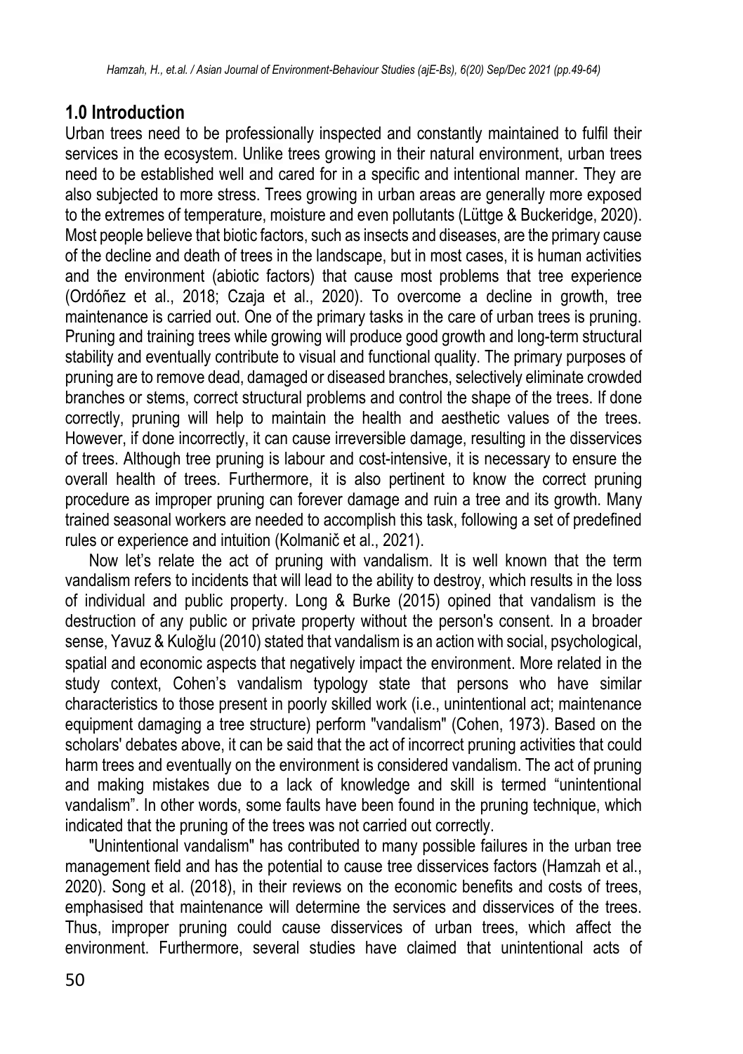## 1.0 Introduction

Urban trees need to be professionally inspected and constantly maintained to fulfil their services in the ecosystem. Unlike trees growing in their natural environment, urban trees need to be established well and cared for in a specific and intentional manner. They are also subjected to more stress. Trees growing in urban areas are generally more exposed to the extremes of temperature, moisture and even pollutants (Lüttge & Buckeridge, 2020). Most people believe that biotic factors, such as insects and diseases, are the primary cause of the decline and death of trees in the landscape, but in most cases, it is human activities and the environment (abiotic factors) that cause most problems that tree experience (Ordóñez et al., 2018; Czaja et al., 2020). To overcome a decline in growth, tree maintenance is carried out. One of the primary tasks in the care of urban trees is pruning. Pruning and training trees while growing will produce good growth and long-term structural stability and eventually contribute to visual and functional quality. The primary purposes of pruning are to remove dead, damaged or diseased branches, selectively eliminate crowded branches or stems, correct structural problems and control the shape of the trees. If done correctly, pruning will help to maintain the health and aesthetic values of the trees. However, if done incorrectly, it can cause irreversible damage, resulting in the disservices of trees. Although tree pruning is labour and cost-intensive, it is necessary to ensure the overall health of trees. Furthermore, it is also pertinent to know the correct pruning procedure as improper pruning can forever damage and ruin a tree and its growth. Many trained seasonal workers are needed to accomplish this task, following a set of predefined rules or experience and intuition (Kolmanič et al., 2021).

Now let's relate the act of pruning with vandalism. It is well known that the term vandalism refers to incidents that will lead to the ability to destroy, which results in the loss of individual and public property. Long & Burke (2015) opined that vandalism is the destruction of any public or private property without the person's consent. In a broader sense, Yavuz & Kuloğlu (2010) stated that vandalism is an action with social, psychological, spatial and economic aspects that negatively impact the environment. More related in the study context, Cohen's vandalism typology state that persons who have similar characteristics to those present in poorly skilled work (i.e., unintentional act; maintenance equipment damaging a tree structure) perform "vandalism" (Cohen, 1973). Based on the scholars' debates above, it can be said that the act of incorrect pruning activities that could harm trees and eventually on the environment is considered vandalism. The act of pruning and making mistakes due to a lack of knowledge and skill is termed "unintentional vandalism". In other words, some faults have been found in the pruning technique, which indicated that the pruning of the trees was not carried out correctly.

"Unintentional vandalism" has contributed to many possible failures in the urban tree management field and has the potential to cause tree disservices factors (Hamzah et al., 2020). Song et al. (2018), in their reviews on the economic benefits and costs of trees, emphasised that maintenance will determine the services and disservices of the trees. Thus, improper pruning could cause disservices of urban trees, which affect the environment. Furthermore, several studies have claimed that unintentional acts of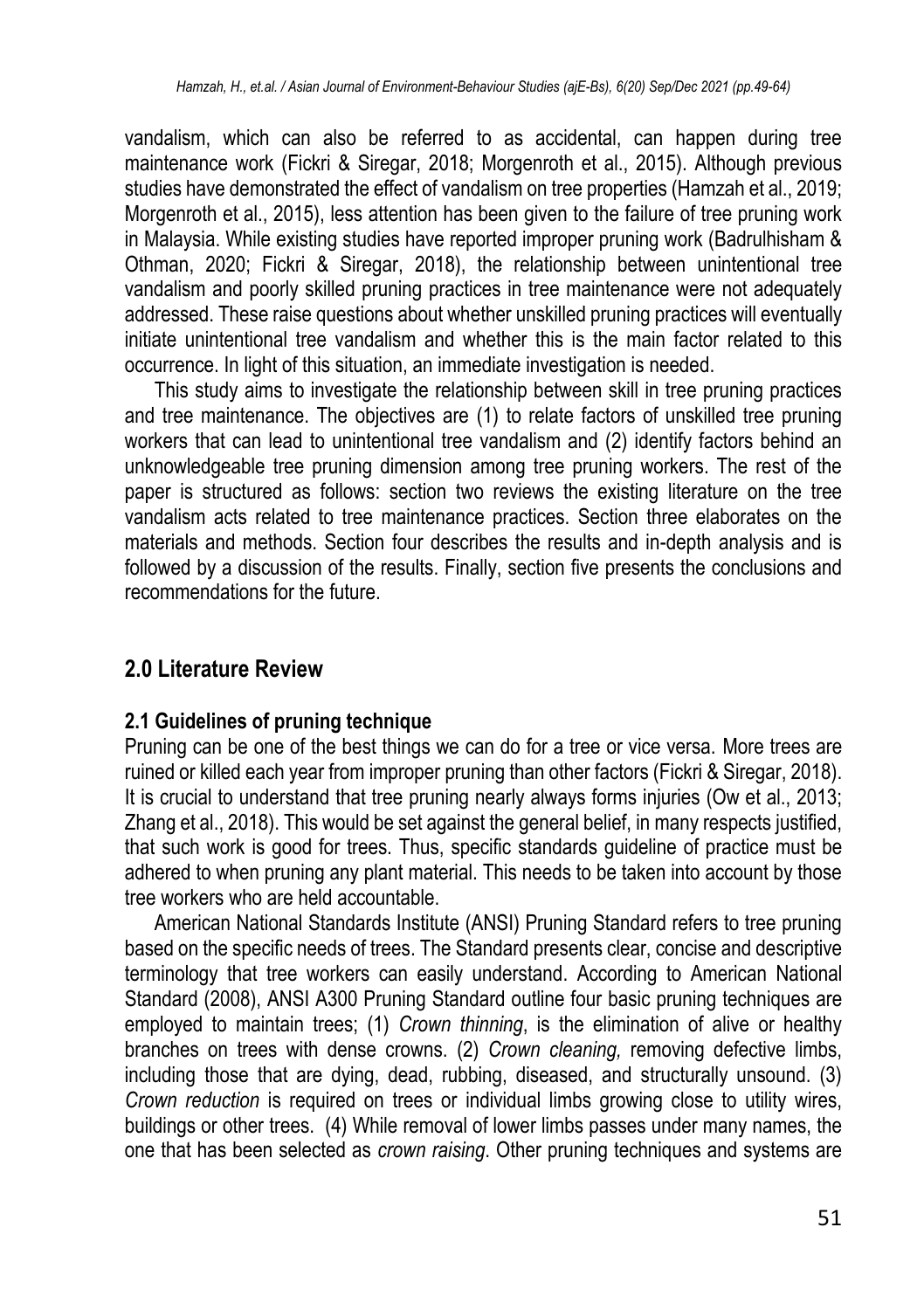vandalism, which can also be referred to as accidental, can happen during tree maintenance work (Fickri & Siregar, 2018; Morgenroth et al., 2015). Although previous studies have demonstrated the effect of vandalism on tree properties (Hamzah et al., 2019; Morgenroth et al., 2015), less attention has been given to the failure of tree pruning work in Malaysia. While existing studies have reported improper pruning work (Badrulhisham & Othman, 2020; Fickri & Siregar, 2018), the relationship between unintentional tree vandalism and poorly skilled pruning practices in tree maintenance were not adequately addressed. These raise questions about whether unskilled pruning practices will eventually initiate unintentional tree vandalism and whether this is the main factor related to this occurrence. In light of this situation, an immediate investigation is needed.

This study aims to investigate the relationship between skill in tree pruning practices and tree maintenance. The objectives are (1) to relate factors of unskilled tree pruning workers that can lead to unintentional tree vandalism and (2) identify factors behind an unknowledgeable tree pruning dimension among tree pruning workers. The rest of the paper is structured as follows: section two reviews the existing literature on the tree vandalism acts related to tree maintenance practices. Section three elaborates on the materials and methods. Section four describes the results and in-depth analysis and is followed by a discussion of the results. Finally, section five presents the conclusions and recommendations for the future.

## 2.0 Literature Review

### 2.1 Guidelines of pruning technique

Pruning can be one of the best things we can do for a tree or vice versa. More trees are ruined or killed each year from improper pruning than other factors (Fickri & Siregar, 2018). It is crucial to understand that tree pruning nearly always forms injuries (Ow et al., 2013; Zhang et al., 2018). This would be set against the general belief, in many respects justified, that such work is good for trees. Thus, specific standards guideline of practice must be adhered to when pruning any plant material. This needs to be taken into account by those tree workers who are held accountable.

American National Standards Institute (ANSI) Pruning Standard refers to tree pruning based on the specific needs of trees. The Standard presents clear, concise and descriptive terminology that tree workers can easily understand. According to American National Standard (2008), ANSI A300 Pruning Standard outline four basic pruning techniques are employed to maintain trees; (1) *Crown thinning*, is the elimination of alive or healthy branches on trees with dense crowns. (2) *Crown cleaning,* removing defective limbs, including those that are dying, dead, rubbing, diseased, and structurally unsound. (3) *Crown reduction* is required on trees or individual limbs growing close to utility wires, buildings or other trees. (4) While removal of lower limbs passes under many names, the one that has been selected as *crown raising*. Other pruning techniques and systems are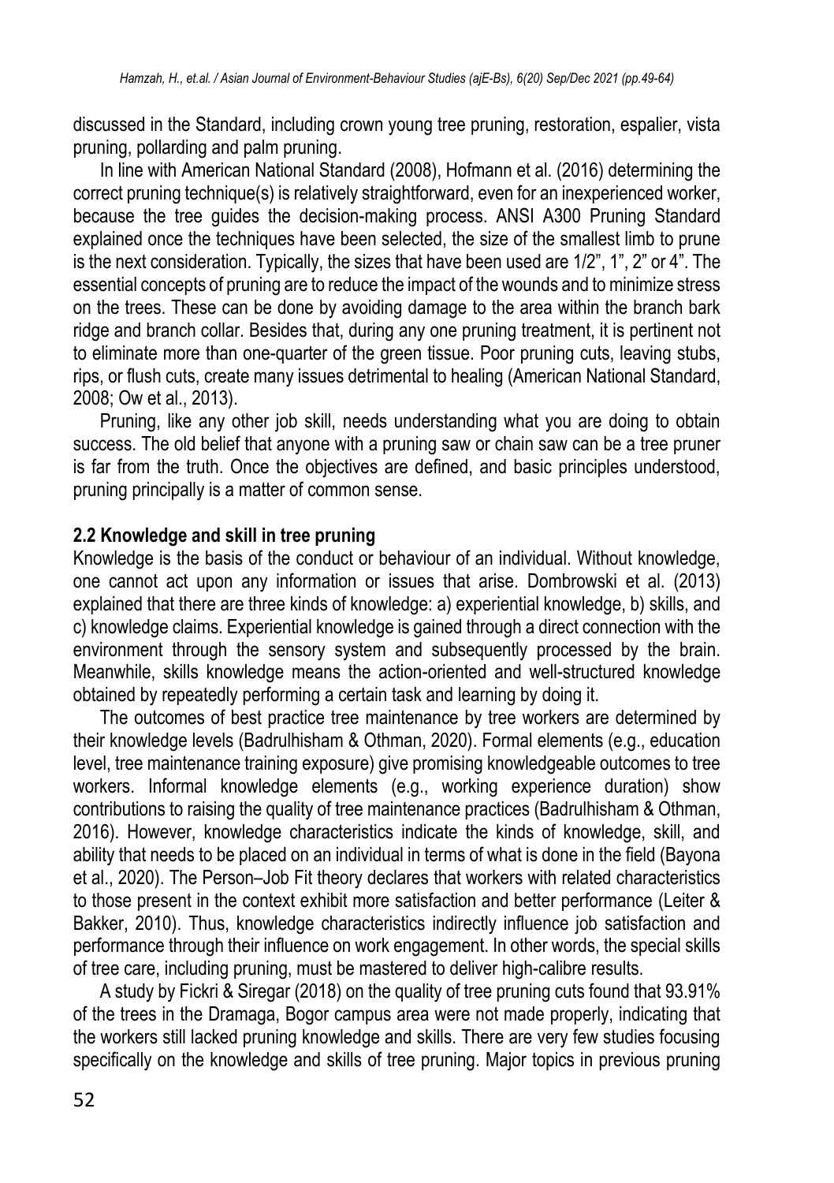discussed in the Standard, including crown young tree pruning, restoration, espalier, vista pruning, pollarding and palm pruning.

In line with American National Standard (2008), Hofmann et al. (2016) determining the correct pruning technique(s) is relatively straightforward, even for an inexperienced worker, because the tree guides the decision-making process. ANSI A300 Pruning Standard explained once the techniques have been selected, the size of the smallest limb to prune is the next consideration. Typically, the sizes that have been used are 1/2", 1", 2" or 4". The essential concepts of pruning are to reduce the impact of the wounds and to minimize stress on the trees. These can be done by avoiding damage to the area within the branch bark ridge and branch collar. Besides that, during any one pruning treatment, it is pertinent not to eliminate more than one-quarter of the green tissue. Poor pruning cuts, leaving stubs, rips, or flush cuts, create many issues detrimental to healing (American National Standard, 2008; Ow et al., 2013).

Pruning, like any other job skill, needs understanding what you are doing to obtain success. The old belief that anyone with a pruning saw or chain saw can be a tree pruner is far from the truth. Once the objectives are defined, and basic principles understood, pruning principally is a matter of common sense.

### 2.2 Knowledge and skill in tree pruning

Knowledge is the basis of the conduct or behaviour of an individual. Without knowledge, one cannot act upon any information or issues that arise. Dombrowski et al. (2013) explained that there are three kinds of knowledge: a) experiential knowledge, b) skills, and c) knowledge claims. Experiential knowledge is gained through a direct connection with the environment through the sensory system and subsequently processed by the brain. Meanwhile, skills knowledge means the action-oriented and well-structured knowledge obtained by repeatedly performing a certain task and learning by doing it.

The outcomes of best practice tree maintenance by tree workers are determined by their knowledge levels (Badrulhisham & Othman, 2020). Formal elements (e.g., education level, tree maintenance training exposure) give promising knowledgeable outcomes to tree workers. Informal knowledge elements (e.g., working experience duration) show contributions to raising the quality of tree maintenance practices (Badrulhisham & Othman, 2016). However, knowledge characteristics indicate the kinds of knowledge, skill, and ability that needs to be placed on an individual in terms of what is done in the field (Bayona et al., 2020). The Person–Job Fit theory declares that workers with related characteristics to those present in the context exhibit more satisfaction and better performance (Leiter & Bakker, 2010). Thus, knowledge characteristics indirectly influence job satisfaction and performance through their influence on work engagement. In other words, the special skills of tree care, including pruning, must be mastered to deliver high-calibre results.

A study by Fickri & Siregar (2018) on the quality of tree pruning cuts found that 93.91% of the trees in the Dramaga, Bogor campus area were not made properly, indicating that the workers still lacked pruning knowledge and skills. There are very few studies focusing specifically on the knowledge and skills of tree pruning. Major topics in previous pruning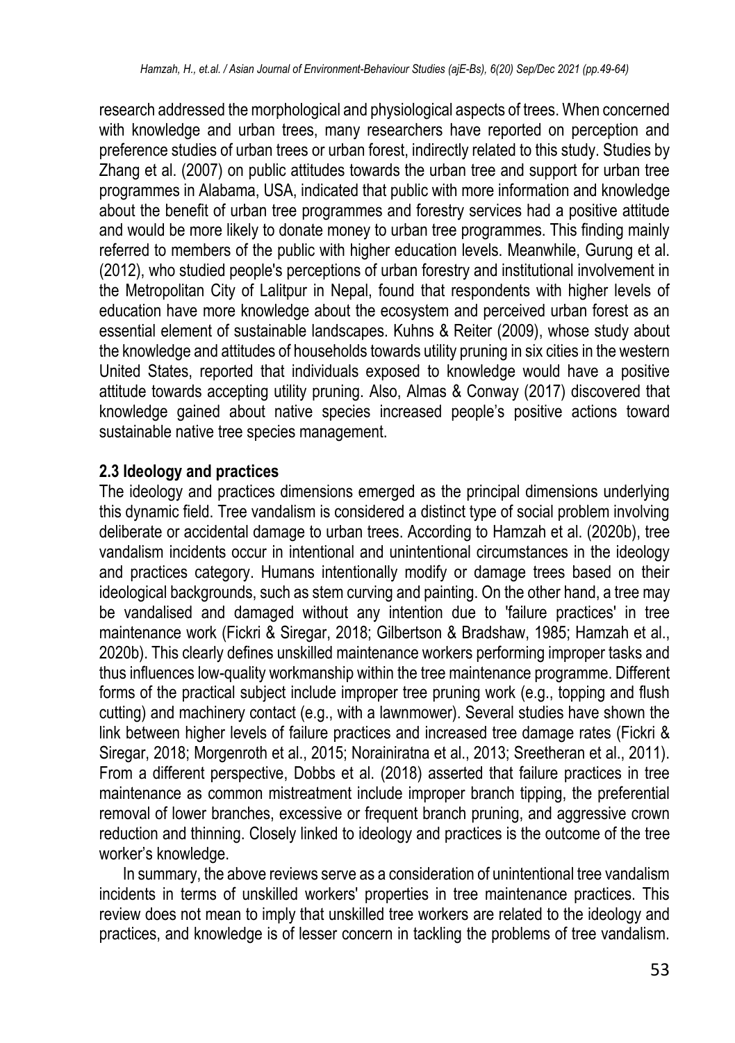research addressed the morphological and physiological aspects of trees. When concerned with knowledge and urban trees, many researchers have reported on perception and preference studies of urban trees or urban forest, indirectly related to this study. Studies by Zhang et al. (2007) on public attitudes towards the urban tree and support for urban tree programmes in Alabama, USA, indicated that public with more information and knowledge about the benefit of urban tree programmes and forestry services had a positive attitude and would be more likely to donate money to urban tree programmes. This finding mainly referred to members of the public with higher education levels. Meanwhile, Gurung et al. (2012), who studied people's perceptions of urban forestry and institutional involvement in the Metropolitan City of Lalitpur in Nepal, found that respondents with higher levels of education have more knowledge about the ecosystem and perceived urban forest as an essential element of sustainable landscapes. Kuhns & Reiter (2009), whose study about the knowledge and attitudes of households towards utility pruning in six cities in the western United States, reported that individuals exposed to knowledge would have a positive attitude towards accepting utility pruning. Also, Almas & Conway (2017) discovered that knowledge gained about native species increased people's positive actions toward sustainable native tree species management.

### 2.3 Ideology and practices

The ideology and practices dimensions emerged as the principal dimensions underlying this dynamic field. Tree vandalism is considered a distinct type of social problem involving deliberate or accidental damage to urban trees. According to Hamzah et al. (2020b), tree vandalism incidents occur in intentional and unintentional circumstances in the ideology and practices category. Humans intentionally modify or damage trees based on their ideological backgrounds, such as stem curving and painting. On the other hand, a tree may be vandalised and damaged without any intention due to 'failure practices' in tree maintenance work (Fickri & Siregar, 2018; Gilbertson & Bradshaw, 1985; Hamzah et al., 2020b). This clearly defines unskilled maintenance workers performing improper tasks and thus influences low-quality workmanship within the tree maintenance programme. Different forms of the practical subject include improper tree pruning work (e.g., topping and flush cutting) and machinery contact (e.g., with a lawnmower). Several studies have shown the link between higher levels of failure practices and increased tree damage rates (Fickri & Siregar, 2018; Morgenroth et al., 2015; Norainiratna et al., 2013; Sreetheran et al., 2011). From a different perspective, Dobbs et al. (2018) asserted that failure practices in tree maintenance as common mistreatment include improper branch tipping, the preferential removal of lower branches, excessive or frequent branch pruning, and aggressive crown reduction and thinning. Closely linked to ideology and practices is the outcome of the tree worker's knowledge.

In summary, the above reviews serve as a consideration of unintentional tree vandalism incidents in terms of unskilled workers' properties in tree maintenance practices. This review does not mean to imply that unskilled tree workers are related to the ideology and practices, and knowledge is of lesser concern in tackling the problems of tree vandalism.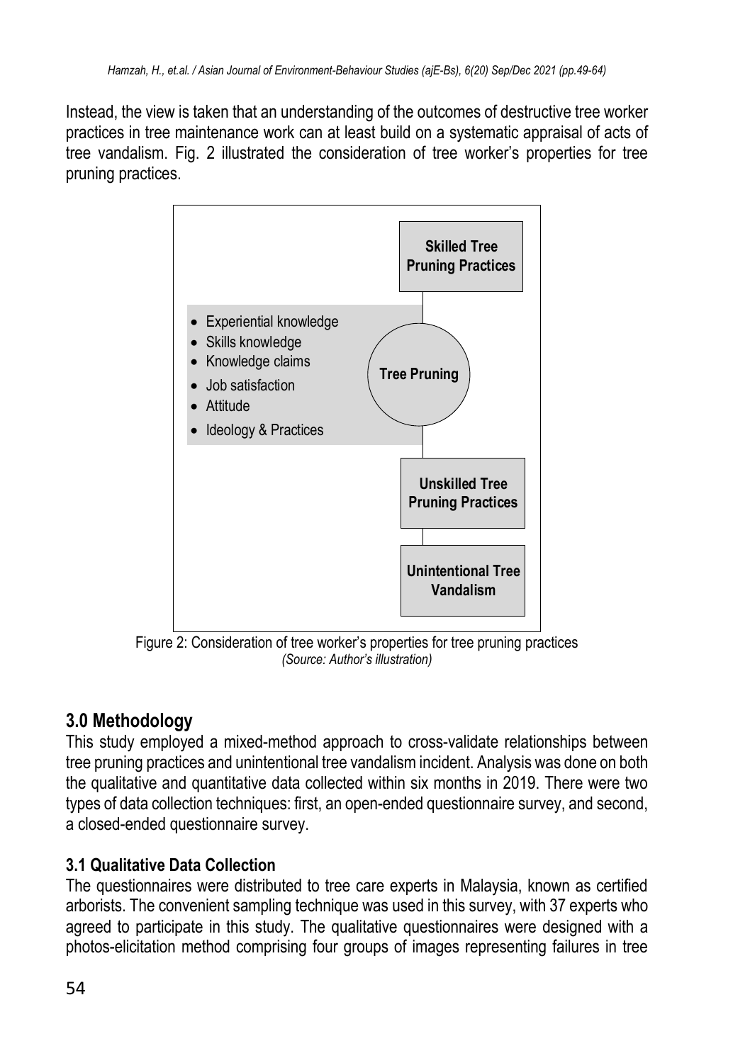Instead, the view is taken that an understanding of the outcomes of destructive tree worker practices in tree maintenance work can at least build on a systematic appraisal of acts of tree vandalism. Fig. 2 illustrated the consideration of tree worker's properties for tree pruning practices.

- Experiential knowledge
- Skills knowledge
- Knowledge claims
- Job satisfaction
- Attitude
- Ideology & Practices

**Skilled Tree Pruning Practices**

**Tree Pruning**

**Unskilled Tree Pruning Practices**

**Unintentional Tree Vandalism**

Figure 2: Consideration of tree worker's properties for tree pruning practices
*(Source: Author's illustration)*

## 3.0 Methodology

This study employed a mixed-method approach to cross-validate relationships between tree pruning practices and unintentional tree vandalism incident. Analysis was done on both the qualitative and quantitative data collected within six months in 2019. There were two types of data collection techniques: first, an open-ended questionnaire survey, and second, a closed-ended questionnaire survey.

### 3.1 Qualitative Data Collection

The questionnaires were distributed to tree care experts in Malaysia, known as certified arborists. The convenient sampling technique was used in this survey, with 37 experts who agreed to participate in this study. The qualitative questionnaires were designed with a photos-elicitation method comprising four groups of images representing failures in tree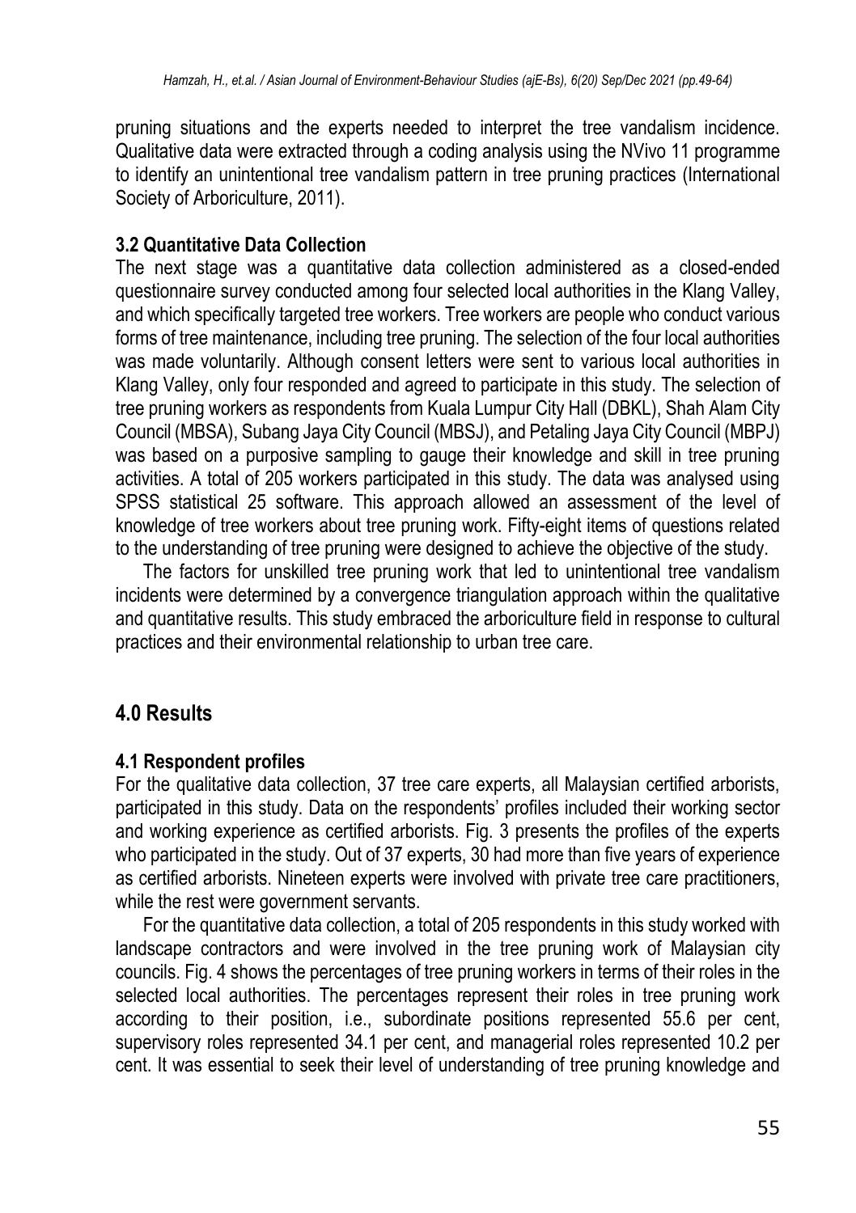pruning situations and the experts needed to interpret the tree vandalism incidence. Qualitative data were extracted through a coding analysis using the NVivo 11 programme to identify an unintentional tree vandalism pattern in tree pruning practices (International Society of Arboriculture, 2011).

### 3.2 Quantitative Data Collection

The next stage was a quantitative data collection administered as a closed-ended questionnaire survey conducted among four selected local authorities in the Klang Valley, and which specifically targeted tree workers. Tree workers are people who conduct various forms of tree maintenance, including tree pruning. The selection of the four local authorities was made voluntarily. Although consent letters were sent to various local authorities in Klang Valley, only four responded and agreed to participate in this study. The selection of tree pruning workers as respondents from Kuala Lumpur City Hall (DBKL), Shah Alam City Council (MBSA), Subang Jaya City Council (MBSJ), and Petaling Jaya City Council (MBPJ) was based on a purposive sampling to gauge their knowledge and skill in tree pruning activities. A total of 205 workers participated in this study. The data was analysed using SPSS statistical 25 software. This approach allowed an assessment of the level of knowledge of tree workers about tree pruning work. Fifty-eight items of questions related to the understanding of tree pruning were designed to achieve the objective of the study.

The factors for unskilled tree pruning work that led to unintentional tree vandalism incidents were determined by a convergence triangulation approach within the qualitative and quantitative results. This study embraced the arboriculture field in response to cultural practices and their environmental relationship to urban tree care.

## 4.0 Results

### 4.1 Respondent profiles

For the qualitative data collection, 37 tree care experts, all Malaysian certified arborists, participated in this study. Data on the respondents' profiles included their working sector and working experience as certified arborists. Fig. 3 presents the profiles of the experts who participated in the study. Out of 37 experts, 30 had more than five years of experience as certified arborists. Nineteen experts were involved with private tree care practitioners, while the rest were government servants.

For the quantitative data collection, a total of 205 respondents in this study worked with landscape contractors and were involved in the tree pruning work of Malaysian city councils. Fig. 4 shows the percentages of tree pruning workers in terms of their roles in the selected local authorities. The percentages represent their roles in tree pruning work according to their position, i.e., subordinate positions represented 55.6 per cent, supervisory roles represented 34.1 per cent, and managerial roles represented 10.2 per cent. It was essential to seek their level of understanding of tree pruning knowledge and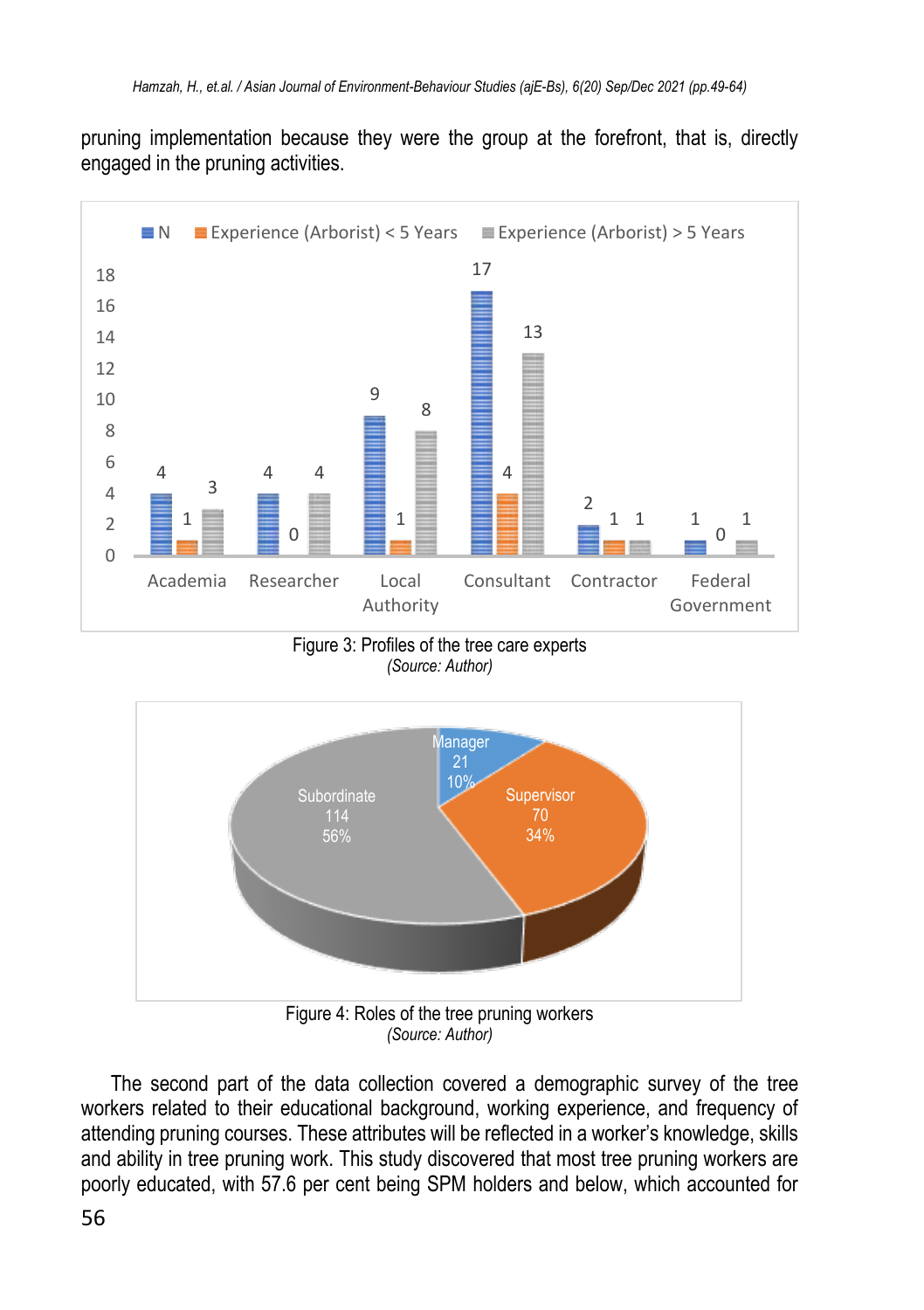pruning implementation because they were the group at the forefront, that is, directly engaged in the pruning activities.

Figure 3: Profiles of the tree care experts
*(Source: Author)*

Figure 4: Roles of the tree pruning workers
*(Source: Author)*

The second part of the data collection covered a demographic survey of the tree workers related to their educational background, working experience, and frequency of attending pruning courses. These attributes will be reflected in a worker's knowledge, skills and ability in tree pruning work. This study discovered that most tree pruning workers are poorly educated, with 57.6 per cent being SPM holders and below, which accounted for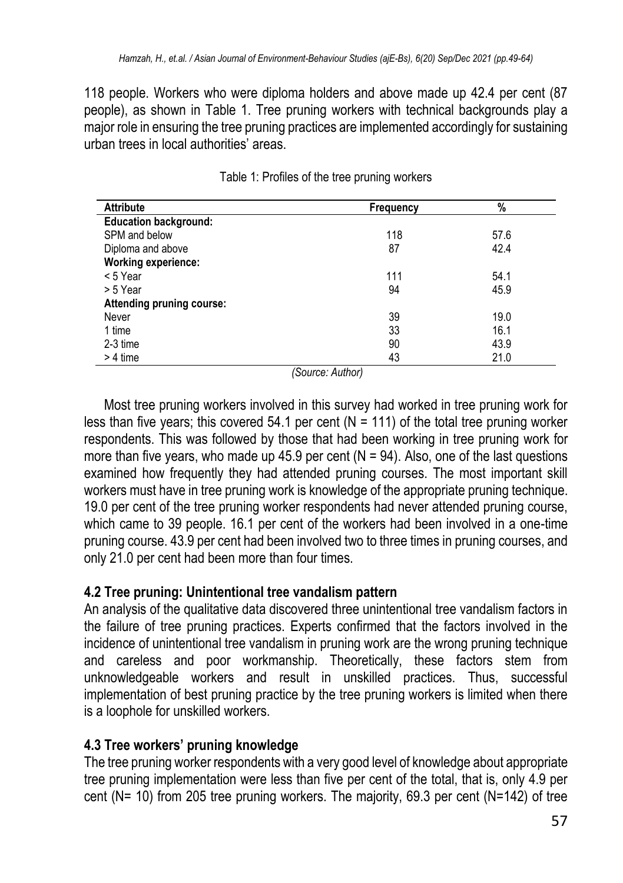118 people. Workers who were diploma holders and above made up 42.4 per cent (87 people), as shown in Table 1. Tree pruning workers with technical backgrounds play a major role in ensuring the tree pruning practices are implemented accordingly for sustaining urban trees in local authorities' areas.

Table 1: Profiles of the tree pruning workers

| Attribute | Frequency | % |
|---|---|---|
| **Education background:** | | |
| SPM and below | 118 | 57.6 |
| Diploma and above | 87 | 42.4 |
| **Working experience:** | | |
| < 5 Year | 111 | 54.1 |
| > 5 Year | 94 | 45.9 |
| **Attending pruning course:** | | |
| Never | 39 | 19.0 |
| 1 time | 33 | 16.1 |
| 2-3 time | 90 | 43.9 |
| > 4 time | 43 | 21.0 |

*(Source: Author)*

Most tree pruning workers involved in this survey had worked in tree pruning work for less than five years; this covered 54.1 per cent (N = 111) of the total tree pruning worker respondents. This was followed by those that had been working in tree pruning work for more than five years, who made up 45.9 per cent (N = 94). Also, one of the last questions examined how frequently they had attended pruning courses. The most important skill workers must have in tree pruning work is knowledge of the appropriate pruning technique. 19.0 per cent of the tree pruning worker respondents had never attended pruning course, which came to 39 people. 16.1 per cent of the workers had been involved in a one-time pruning course. 43.9 per cent had been involved two to three times in pruning courses, and only 21.0 per cent had been more than four times.

### 4.2 Tree pruning: Unintentional tree vandalism pattern

An analysis of the qualitative data discovered three unintentional tree vandalism factors in the failure of tree pruning practices. Experts confirmed that the factors involved in the incidence of unintentional tree vandalism in pruning work are the wrong pruning technique and careless and poor workmanship. Theoretically, these factors stem from unknowledgeable workers and result in unskilled practices. Thus, successful implementation of best pruning practice by the tree pruning workers is limited when there is a loophole for unskilled workers.

### 4.3 Tree workers' pruning knowledge

The tree pruning worker respondents with a very good level of knowledge about appropriate tree pruning implementation were less than five per cent of the total, that is, only 4.9 per cent (N= 10) from 205 tree pruning workers. The majority, 69.3 per cent (N=142) of tree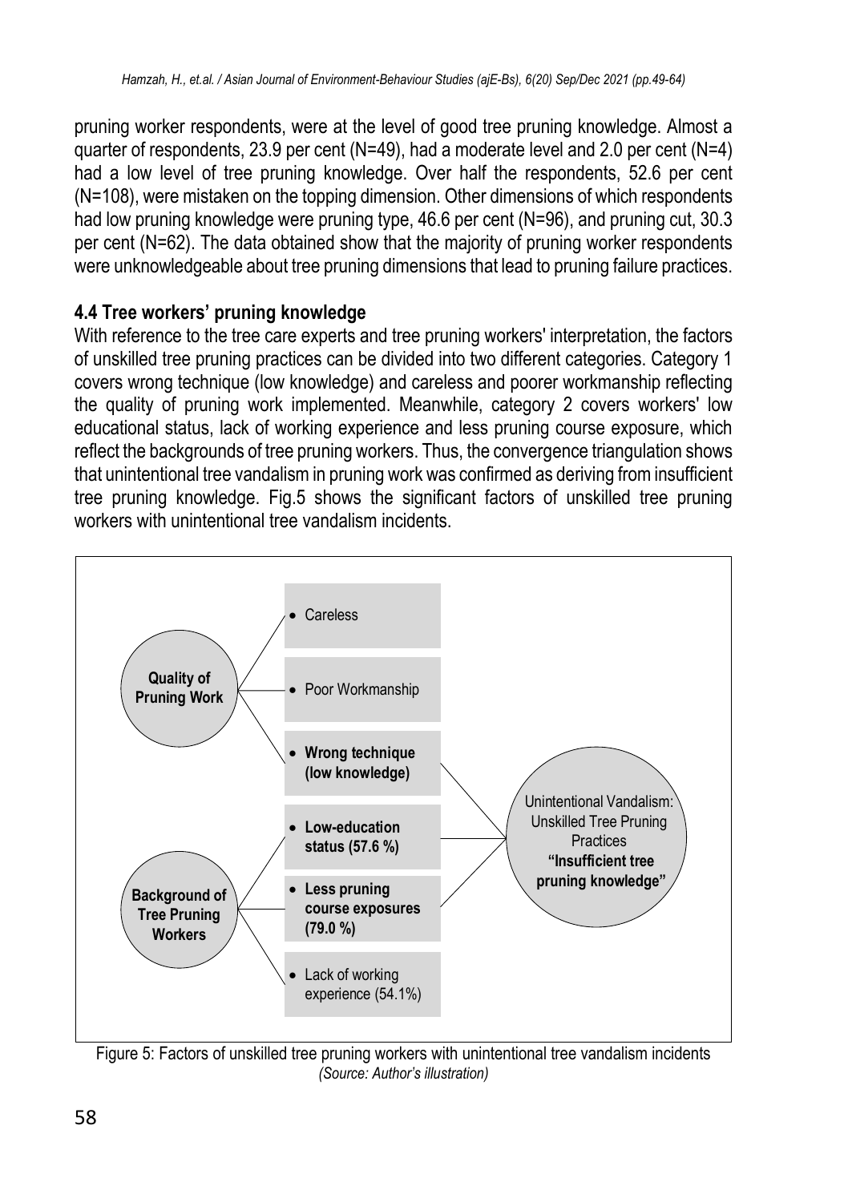pruning worker respondents, were at the level of good tree pruning knowledge. Almost a quarter of respondents, 23.9 per cent (N=49), had a moderate level and 2.0 per cent (N=4) had a low level of tree pruning knowledge. Over half the respondents, 52.6 per cent (N=108), were mistaken on the topping dimension. Other dimensions of which respondents had low pruning knowledge were pruning type, 46.6 per cent (N=96), and pruning cut, 30.3 per cent (N=62). The data obtained show that the majority of pruning worker respondents were unknowledgeable about tree pruning dimensions that lead to pruning failure practices.

### 4.4 Tree workers' pruning knowledge

With reference to the tree care experts and tree pruning workers' interpretation, the factors of unskilled tree pruning practices can be divided into two different categories. Category 1 covers wrong technique (low knowledge) and careless and poorer workmanship reflecting the quality of pruning work implemented. Meanwhile, category 2 covers workers' low educational status, lack of working experience and less pruning course exposure, which reflect the backgrounds of tree pruning workers. Thus, the convergence triangulation shows that unintentional tree vandalism in pruning work was confirmed as deriving from insufficient tree pruning knowledge. Fig.5 shows the significant factors of unskilled tree pruning workers with unintentional tree vandalism incidents.

**Quality of Pruning Work**
- Careless
- Poor Workmanship
- **Wrong technique (low knowledge)**

**Background of Tree Pruning Workers**
- **Low-education status (57.6 %)**
- **Less pruning course exposures (79.0 %)**
- Lack of working experience (54.1%)

Unintentional Vandalism: Unskilled Tree Pruning Practices **"Insufficient tree pruning knowledge"**

Figure 5: Factors of unskilled tree pruning workers with unintentional tree vandalism incidents
*(Source: Author's illustration)*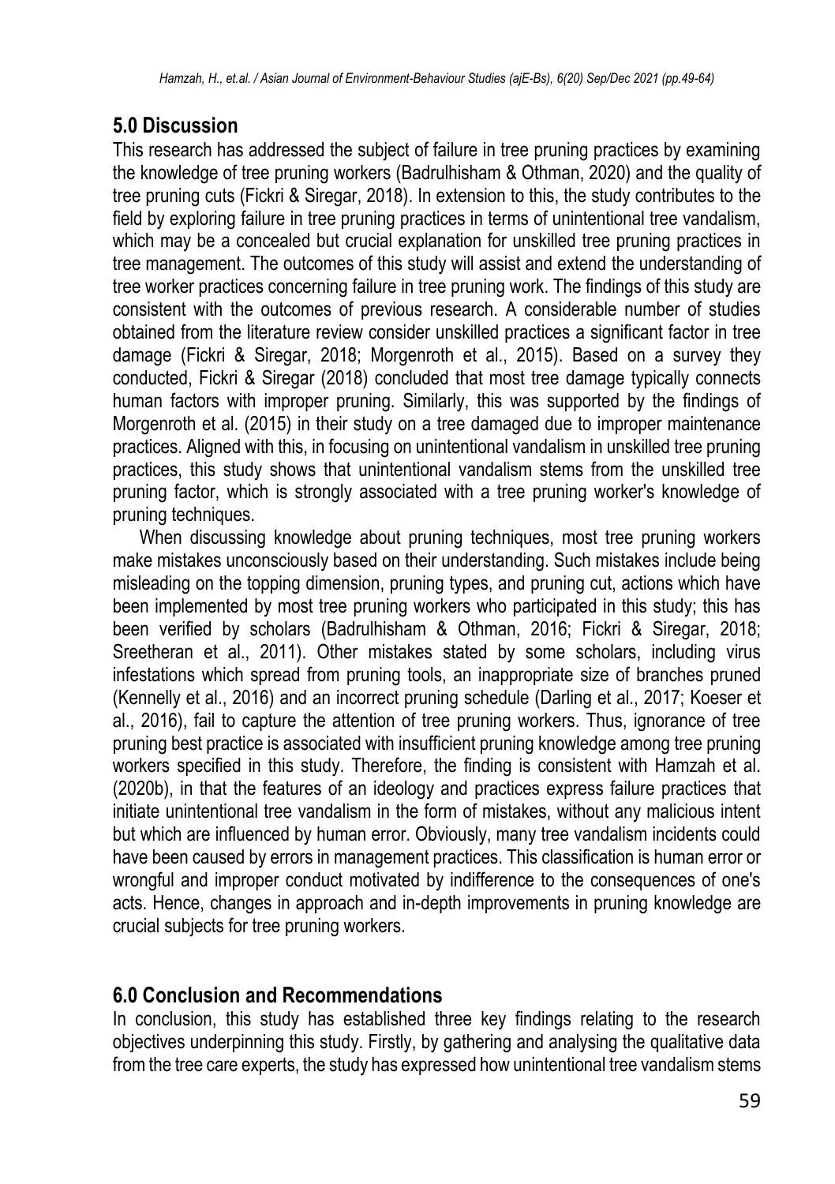## 5.0 Discussion

This research has addressed the subject of failure in tree pruning practices by examining the knowledge of tree pruning workers (Badrulhisham & Othman, 2020) and the quality of tree pruning cuts (Fickri & Siregar, 2018). In extension to this, the study contributes to the field by exploring failure in tree pruning practices in terms of unintentional tree vandalism, which may be a concealed but crucial explanation for unskilled tree pruning practices in tree management. The outcomes of this study will assist and extend the understanding of tree worker practices concerning failure in tree pruning work. The findings of this study are consistent with the outcomes of previous research. A considerable number of studies obtained from the literature review consider unskilled practices a significant factor in tree damage (Fickri & Siregar, 2018; Morgenroth et al., 2015). Based on a survey they conducted, Fickri & Siregar (2018) concluded that most tree damage typically connects human factors with improper pruning. Similarly, this was supported by the findings of Morgenroth et al. (2015) in their study on a tree damaged due to improper maintenance practices. Aligned with this, in focusing on unintentional vandalism in unskilled tree pruning practices, this study shows that unintentional vandalism stems from the unskilled tree pruning factor, which is strongly associated with a tree pruning worker's knowledge of pruning techniques.

When discussing knowledge about pruning techniques, most tree pruning workers make mistakes unconsciously based on their understanding. Such mistakes include being misleading on the topping dimension, pruning types, and pruning cut, actions which have been implemented by most tree pruning workers who participated in this study; this has been verified by scholars (Badrulhisham & Othman, 2016; Fickri & Siregar, 2018; Sreetheran et al., 2011). Other mistakes stated by some scholars, including virus infestations which spread from pruning tools, an inappropriate size of branches pruned (Kennelly et al., 2016) and an incorrect pruning schedule (Darling et al., 2017; Koeser et al., 2016), fail to capture the attention of tree pruning workers. Thus, ignorance of tree pruning best practice is associated with insufficient pruning knowledge among tree pruning workers specified in this study. Therefore, the finding is consistent with Hamzah et al. (2020b), in that the features of an ideology and practices express failure practices that initiate unintentional tree vandalism in the form of mistakes, without any malicious intent but which are influenced by human error. Obviously, many tree vandalism incidents could have been caused by errors in management practices. This classification is human error or wrongful and improper conduct motivated by indifference to the consequences of one's acts. Hence, changes in approach and in-depth improvements in pruning knowledge are crucial subjects for tree pruning workers.

## 6.0 Conclusion and Recommendations

In conclusion, this study has established three key findings relating to the research objectives underpinning this study. Firstly, by gathering and analysing the qualitative data from the tree care experts, the study has expressed how unintentional tree vandalism stems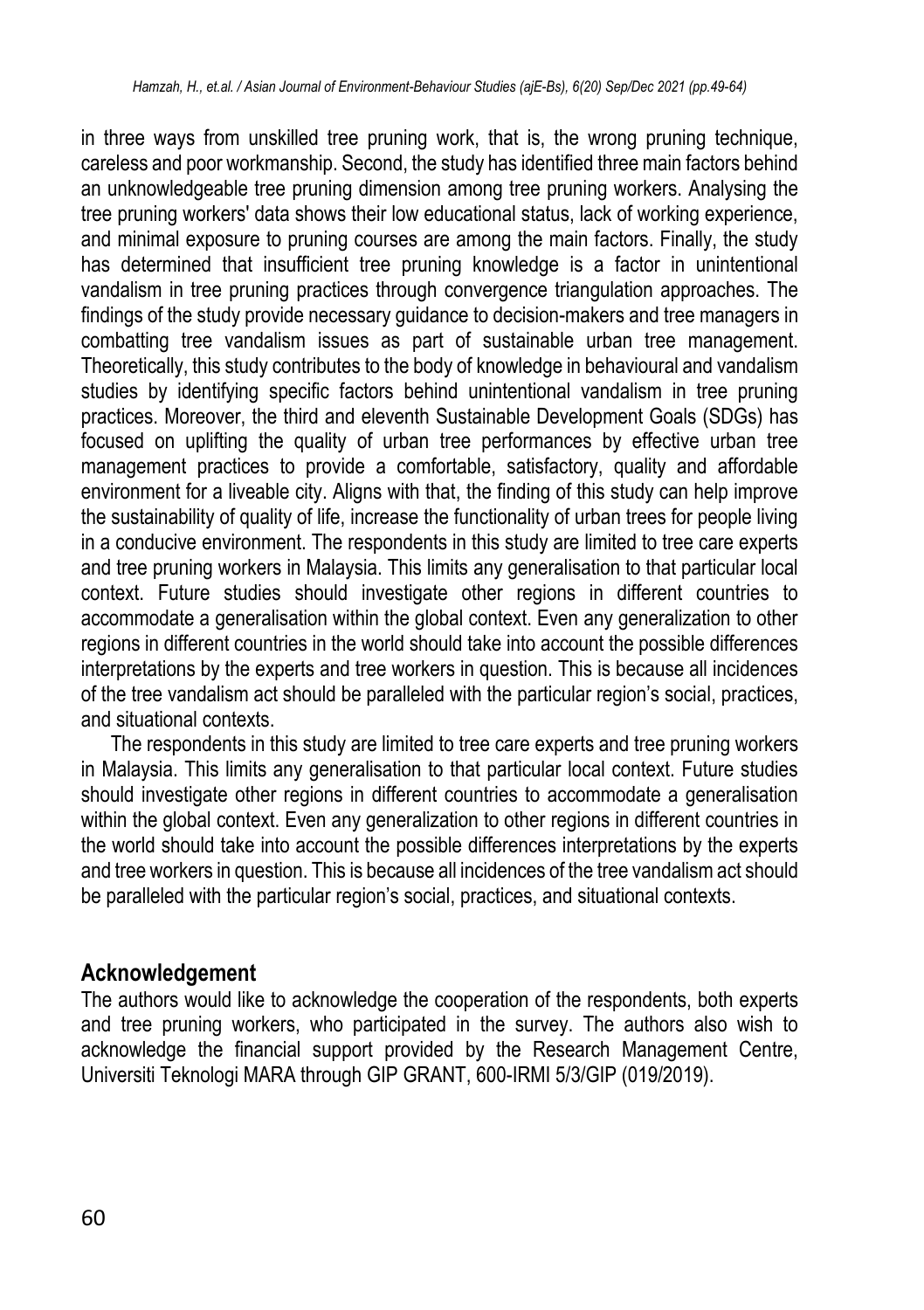in three ways from unskilled tree pruning work, that is, the wrong pruning technique, careless and poor workmanship. Second, the study has identified three main factors behind an unknowledgeable tree pruning dimension among tree pruning workers. Analysing the tree pruning workers' data shows their low educational status, lack of working experience, and minimal exposure to pruning courses are among the main factors. Finally, the study has determined that insufficient tree pruning knowledge is a factor in unintentional vandalism in tree pruning practices through convergence triangulation approaches. The findings of the study provide necessary guidance to decision-makers and tree managers in combatting tree vandalism issues as part of sustainable urban tree management. Theoretically, this study contributes to the body of knowledge in behavioural and vandalism studies by identifying specific factors behind unintentional vandalism in tree pruning practices. Moreover, the third and eleventh Sustainable Development Goals (SDGs) has focused on uplifting the quality of urban tree performances by effective urban tree management practices to provide a comfortable, satisfactory, quality and affordable environment for a liveable city. Aligns with that, the finding of this study can help improve the sustainability of quality of life, increase the functionality of urban trees for people living in a conducive environment. The respondents in this study are limited to tree care experts and tree pruning workers in Malaysia. This limits any generalisation to that particular local context. Future studies should investigate other regions in different countries to accommodate a generalisation within the global context. Even any generalization to other regions in different countries in the world should take into account the possible differences interpretations by the experts and tree workers in question. This is because all incidences of the tree vandalism act should be paralleled with the particular region's social, practices, and situational contexts.

The respondents in this study are limited to tree care experts and tree pruning workers in Malaysia. This limits any generalisation to that particular local context. Future studies should investigate other regions in different countries to accommodate a generalisation within the global context. Even any generalization to other regions in different countries in the world should take into account the possible differences interpretations by the experts and tree workers in question. This is because all incidences of the tree vandalism act should be paralleled with the particular region's social, practices, and situational contexts.

## Acknowledgement

The authors would like to acknowledge the cooperation of the respondents, both experts and tree pruning workers, who participated in the survey. The authors also wish to acknowledge the financial support provided by the Research Management Centre, Universiti Teknologi MARA through GIP GRANT, 600-IRMI 5/3/GIP (019/2019).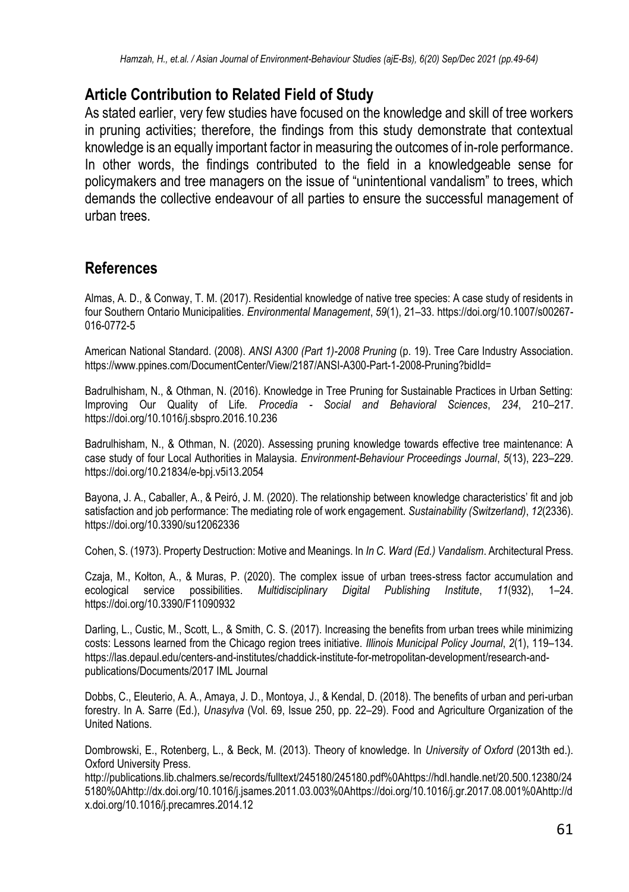## Article Contribution to Related Field of Study

As stated earlier, very few studies have focused on the knowledge and skill of tree workers in pruning activities; therefore, the findings from this study demonstrate that contextual knowledge is an equally important factor in measuring the outcomes of in-role performance. In other words, the findings contributed to the field in a knowledgeable sense for policymakers and tree managers on the issue of "unintentional vandalism" to trees, which demands the collective endeavour of all parties to ensure the successful management of urban trees.

## References

Almas, A. D., & Conway, T. M. (2017). Residential knowledge of native tree species: A case study of residents in four Southern Ontario Municipalities. *Environmental Management*, *59*(1), 21–33. https://doi.org/10.1007/s00267-016-0772-5

American National Standard. (2008). *ANSI A300 (Part 1)-2008 Pruning* (p. 19). Tree Care Industry Association. https://www.ppines.com/DocumentCenter/View/2187/ANSI-A300-Part-1-2008-Pruning?bidId=

Badrulhisham, N., & Othman, N. (2016). Knowledge in Tree Pruning for Sustainable Practices in Urban Setting: Improving Our Quality of Life. *Procedia - Social and Behavioral Sciences*, *234*, 210–217. https://doi.org/10.1016/j.sbspro.2016.10.236

Badrulhisham, N., & Othman, N. (2020). Assessing pruning knowledge towards effective tree maintenance: A case study of four Local Authorities in Malaysia. *Environment-Behaviour Proceedings Journal*, *5*(13), 223–229. https://doi.org/10.21834/e-bpj.v5i13.2054

Bayona, J. A., Caballer, A., & Peiró, J. M. (2020). The relationship between knowledge characteristics' fit and job satisfaction and job performance: The mediating role of work engagement. *Sustainability (Switzerland)*, *12*(2336). https://doi.org/10.3390/su12062336

Cohen, S. (1973). Property Destruction: Motive and Meanings. In *In C. Ward (Ed.) Vandalism*. Architectural Press.

Czaja, M., Kołton, A., & Muras, P. (2020). The complex issue of urban trees-stress factor accumulation and ecological service possibilities. *Multidisciplinary Digital Publishing Institute*, *11*(932), 1–24. https://doi.org/10.3390/F11090932

Darling, L., Custic, M., Scott, L., & Smith, C. S. (2017). Increasing the benefits from urban trees while minimizing costs: Lessons learned from the Chicago region trees initiative. *Illinois Municipal Policy Journal*, *2*(1), 119–134. https://las.depaul.edu/centers-and-institutes/chaddick-institute-for-metropolitan-development/research-and-publications/Documents/2017 IML Journal

Dobbs, C., Eleuterio, A. A., Amaya, J. D., Montoya, J., & Kendal, D. (2018). The benefits of urban and peri-urban forestry. In A. Sarre (Ed.), *Unasylva* (Vol. 69, Issue 250, pp. 22–29). Food and Agriculture Organization of the United Nations.

Dombrowski, E., Rotenberg, L., & Beck, M. (2013). Theory of knowledge. In *University of Oxford* (2013th ed.). Oxford University Press. http://publications.lib.chalmers.se/records/fulltext/245180/245180.pdf%0Ahttps://hdl.handle.net/20.500.12380/245180%0Ahttp://dx.doi.org/10.1016/j.jsames.2011.03.003%0Ahttps://doi.org/10.1016/j.gr.2017.08.001%0Ahttp://dx.doi.org/10.1016/j.precamres.2014.12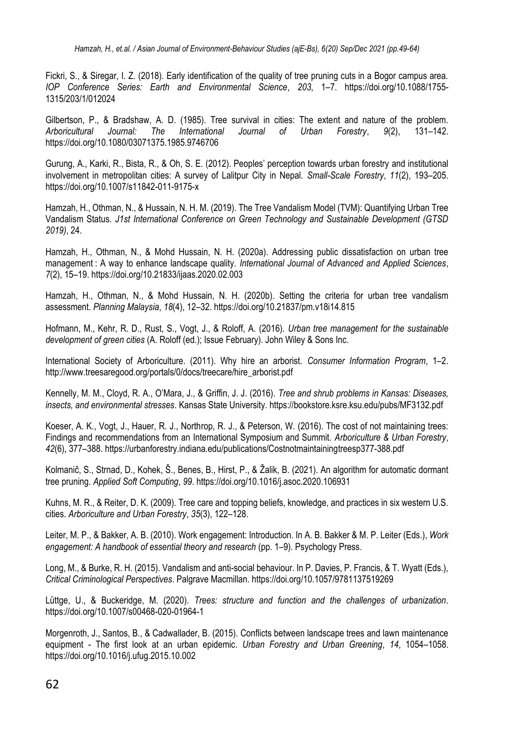Fickri, S., & Siregar, I. Z. (2018). Early identification of the quality of tree pruning cuts in a Bogor campus area. *IOP Conference Series: Earth and Environmental Science*, *203*, 1–7. https://doi.org/10.1088/1755-1315/203/1/012024

Gilbertson, P., & Bradshaw, A. D. (1985). Tree survival in cities: The extent and nature of the problem. *Arboricultural Journal: The International Journal of Urban Forestry*, *9*(2), 131–142. https://doi.org/10.1080/03071375.1985.9746706

Gurung, A., Karki, R., Bista, R., & Oh, S. E. (2012). Peoples' perception towards urban forestry and institutional involvement in metropolitan cities: A survey of Lalitpur City in Nepal. *Small-Scale Forestry*, *11*(2), 193–205. https://doi.org/10.1007/s11842-011-9175-x

Hamzah, H., Othman, N., & Hussain, N. H. M. (2019). The Tree Vandalism Model (TVM): Quantifying Urban Tree Vandalism Status. *J1st International Conference on Green Technology and Sustainable Development (GTSD 2019)*, 24.

Hamzah, H., Othman, N., & Mohd Hussain, N. H. (2020a). Addressing public dissatisfaction on urban tree management : A way to enhance landscape quality. *International Journal of Advanced and Applied Sciences*, *7*(2), 15–19. https://doi.org/10.21833/ijaas.2020.02.003

Hamzah, H., Othman, N., & Mohd Hussain, N. H. (2020b). Setting the criteria for urban tree vandalism assessment. *Planning Malaysia*, *18*(4), 12–32. https://doi.org/10.21837/pm.v18i14.815

Hofmann, M., Kehr, R. D., Rust, S., Vogt, J., & Roloff, A. (2016). *Urban tree management for the sustainable development of green cities* (A. Roloff (ed.); Issue February). John Wiley & Sons Inc.

International Society of Arboriculture. (2011). Why hire an arborist. *Consumer Information Program*, 1–2. http://www.treesaregood.org/portals/0/docs/treecare/hire_arborist.pdf

Kennelly, M. M., Cloyd, R. A., O'Mara, J., & Griffin, J. J. (2016). *Tree and shrub problems in Kansas: Diseases, insects, and environmental stresses*. Kansas State University. https://bookstore.ksre.ksu.edu/pubs/MF3132.pdf

Koeser, A. K., Vogt, J., Hauer, R. J., Northrop, R. J., & Peterson, W. (2016). The cost of not maintaining trees: Findings and recommendations from an International Symposium and Summit. *Arboriculture & Urban Forestry*, *42*(6), 377–388. https://urbanforestry.indiana.edu/publications/Costnotmaintainingtreesp377-388.pdf

Kolmanič, S., Strnad, D., Kohek, Š., Benes, B., Hirst, P., & Žalik, B. (2021). An algorithm for automatic dormant tree pruning. *Applied Soft Computing*, *99*. https://doi.org/10.1016/j.asoc.2020.106931

Kuhns, M. R., & Reiter, D. K. (2009). Tree care and topping beliefs, knowledge, and practices in six western U.S. cities. *Arboriculture and Urban Forestry*, *35*(3), 122–128.

Leiter, M. P., & Bakker, A. B. (2010). Work engagement: Introduction. In A. B. Bakker & M. P. Leiter (Eds.), *Work engagement: A handbook of essential theory and research* (pp. 1–9). Psychology Press.

Long, M., & Burke, R. H. (2015). Vandalism and anti-social behaviour. In P. Davies, P. Francis, & T. Wyatt (Eds.), *Critical Criminological Perspectives*. Palgrave Macmillan. https://doi.org/10.1057/9781137519269

Lüttge, U., & Buckeridge, M. (2020). *Trees: structure and function and the challenges of urbanization*. https://doi.org/10.1007/s00468-020-01964-1

Morgenroth, J., Santos, B., & Cadwallader, B. (2015). Conflicts between landscape trees and lawn maintenance equipment - The first look at an urban epidemic. *Urban Forestry and Urban Greening*, *14*, 1054–1058. https://doi.org/10.1016/j.ufug.2015.10.002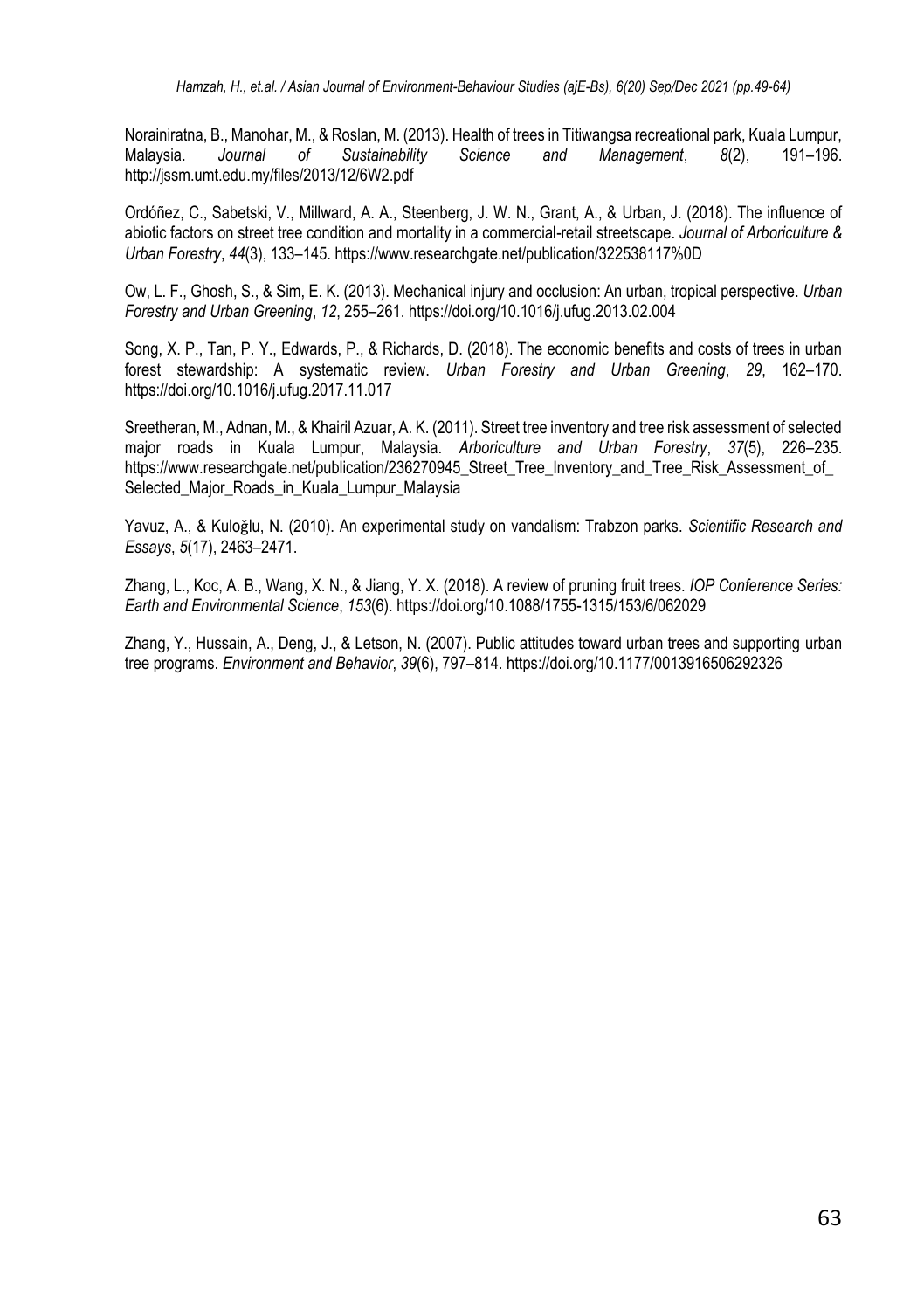Norainiratna, B., Manohar, M., & Roslan, M. (2013). Health of trees in Titiwangsa recreational park, Kuala Lumpur, Malaysia. *Journal of Sustainability Science and Management*, *8*(2), 191–196. http://jssm.umt.edu.my/files/2013/12/6W2.pdf

Ordóñez, C., Sabetski, V., Millward, A. A., Steenberg, J. W. N., Grant, A., & Urban, J. (2018). The influence of abiotic factors on street tree condition and mortality in a commercial-retail streetscape. *Journal of Arboriculture & Urban Forestry*, *44*(3), 133–145. https://www.researchgate.net/publication/322538117%0D

Ow, L. F., Ghosh, S., & Sim, E. K. (2013). Mechanical injury and occlusion: An urban, tropical perspective. *Urban Forestry and Urban Greening*, *12*, 255–261. https://doi.org/10.1016/j.ufug.2013.02.004

Song, X. P., Tan, P. Y., Edwards, P., & Richards, D. (2018). The economic benefits and costs of trees in urban forest stewardship: A systematic review. *Urban Forestry and Urban Greening*, *29*, 162–170. https://doi.org/10.1016/j.ufug.2017.11.017

Sreetheran, M., Adnan, M., & Khairil Azuar, A. K. (2011). Street tree inventory and tree risk assessment of selected major roads in Kuala Lumpur, Malaysia. *Arboriculture and Urban Forestry*, *37*(5), 226–235. https://www.researchgate.net/publication/236270945_Street_Tree_Inventory_and_Tree_Risk_Assessment_of_Selected_Major_Roads_in_Kuala_Lumpur_Malaysia

Yavuz, A., & Kuloğlu, N. (2010). An experimental study on vandalism: Trabzon parks. *Scientific Research and Essays*, *5*(17), 2463–2471.

Zhang, L., Koc, A. B., Wang, X. N., & Jiang, Y. X. (2018). A review of pruning fruit trees. *IOP Conference Series: Earth and Environmental Science*, *153*(6). https://doi.org/10.1088/1755-1315/153/6/062029

Zhang, Y., Hussain, A., Deng, J., & Letson, N. (2007). Public attitudes toward urban trees and supporting urban tree programs. *Environment and Behavior*, *39*(6), 797–814. https://doi.org/10.1177/0013916506292326